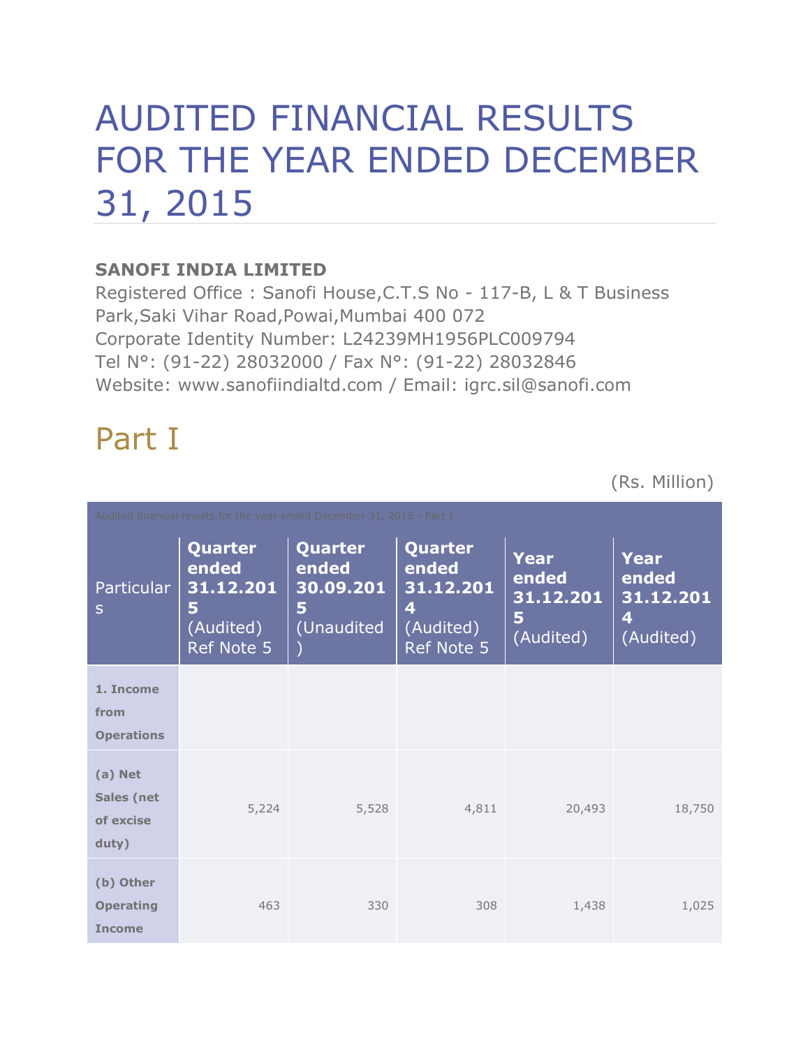# AUDITED FINANCIAL RESULTS FOR THE YEAR ENDED DECEMBER 31, 2015

**SANOFI INDIA LIMITED**
Registered Office : Sanofi House,C.T.S No - 117-B, L & T Business Park,Saki Vihar Road,Powai,Mumbai 400 072
Corporate Identity Number: L24239MH1956PLC009794
Tel N°: (91-22) 28032000 / Fax N°: (91-22) 28032846
Website: www.sanofiindialtd.com / Email: igrc.sil@sanofi.com

## Part I

(Rs. Million)

Audited financial results for the year ended December 31, 2015 - Part I

| Particulars | **Quarter ended 31.12.2015** (Audited) Ref Note 5 | **Quarter ended 30.09.2015** (Unaudited) | **Quarter ended 31.12.2014** (Audited) Ref Note 5 | **Year ended 31.12.2015** (Audited) | **Year ended 31.12.2014** (Audited) |
|---|---|---|---|---|---|
| **1. Income from Operations** | | | | | |
| **(a) Net Sales (net of excise duty)** | 5,224 | 5,528 | 4,811 | 20,493 | 18,750 |
| **(b) Other Operating Income** | 463 | 330 | 308 | 1,438 | 1,025 |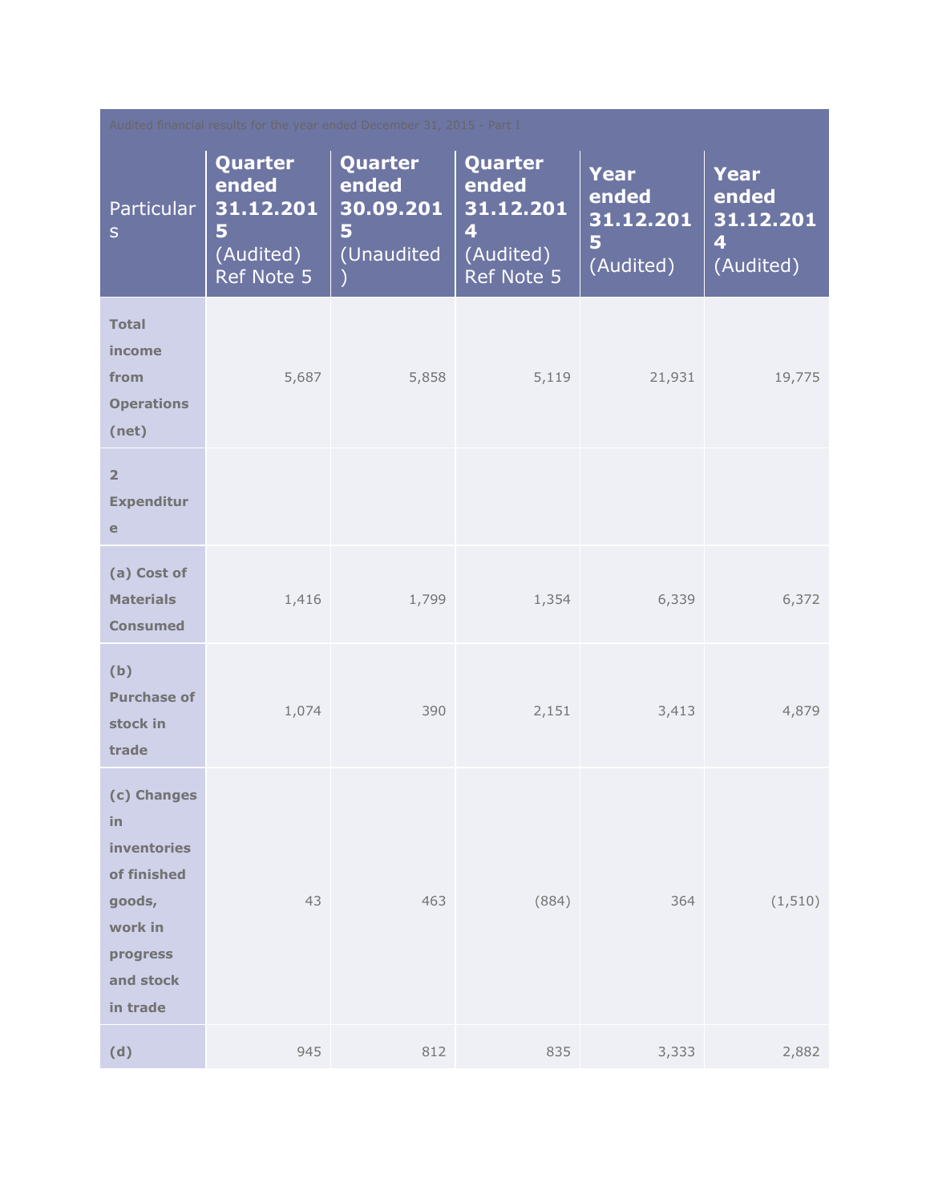| Audited financial results for the year ended December 31, 2015 - Part I | | | | | |
|---|---|---|---|---|---|
| Particulars | **Quarter ended 31.12.2015** (Audited) Ref Note 5 | **Quarter ended 30.09.2015** (Unaudited) | **Quarter ended 31.12.2014** (Audited) Ref Note 5 | **Year ended 31.12.2015** (Audited) | **Year ended 31.12.2014** (Audited) |
| **Total income from Operations (net)** | 5,687 | 5,858 | 5,119 | 21,931 | 19,775 |
| **2 Expenditure** | | | | | |
| **(a) Cost of Materials Consumed** | 1,416 | 1,799 | 1,354 | 6,339 | 6,372 |
| **(b) Purchase of stock in trade** | 1,074 | 390 | 2,151 | 3,413 | 4,879 |
| **(c) Changes in inventories of finished goods, work in progress and stock in trade** | 43 | 463 | (884) | 364 | (1,510) |
| **(d)** | 945 | 812 | 835 | 3,333 | 2,882 |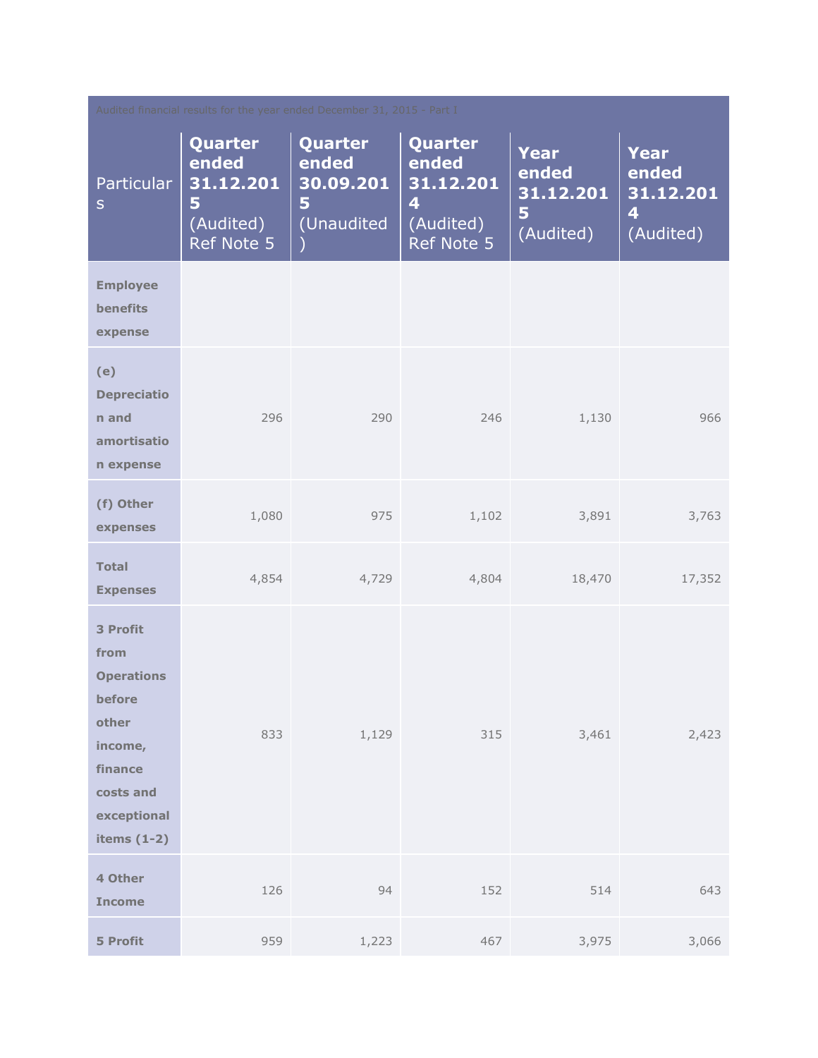| Audited financial results for the year ended December 31, 2015 - Part I | | | | | |
|---|---|---|---|---|---|
| Particulars | **Quarter ended 31.12.2015** (Audited) Ref Note 5 | **Quarter ended 30.09.2015** (Unaudited) | **Quarter ended 31.12.2014** (Audited) Ref Note 5 | **Year ended 31.12.2015** (Audited) | **Year ended 31.12.2014** (Audited) |
| **Employee benefits expense** | | | | | |
| **(e) Depreciation and amortisation expense** | 296 | 290 | 246 | 1,130 | 966 |
| **(f) Other expenses** | 1,080 | 975 | 1,102 | 3,891 | 3,763 |
| **Total Expenses** | 4,854 | 4,729 | 4,804 | 18,470 | 17,352 |
| **3 Profit from Operations before other income, finance costs and exceptional items (1-2)** | 833 | 1,129 | 315 | 3,461 | 2,423 |
| **4 Other Income** | 126 | 94 | 152 | 514 | 643 |
| **5 Profit** | 959 | 1,223 | 467 | 3,975 | 3,066 |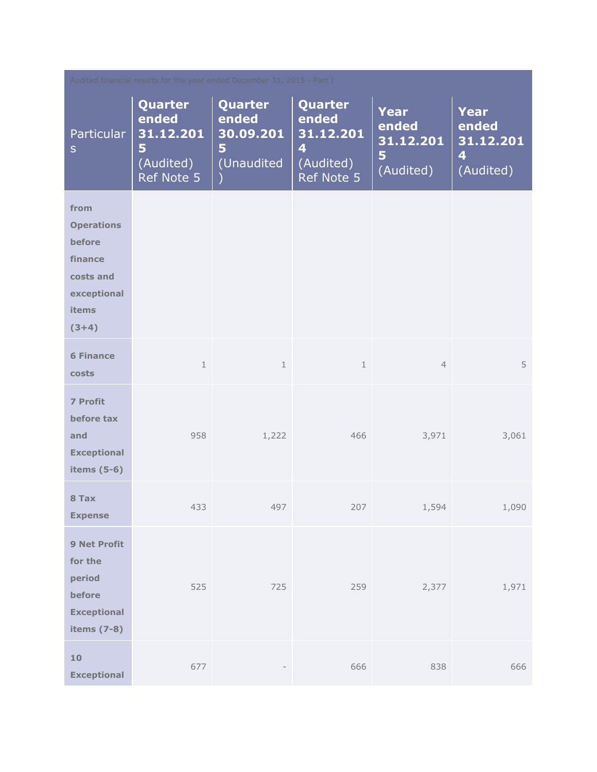Audited financial results for the year ended December 31, 2015 - Part I

| Particulars | Quarter ended 31.12.2015 (Audited) Ref Note 5 | Quarter ended 30.09.2015 (Unaudited) | Quarter ended 31.12.2014 (Audited) Ref Note 5 | Year ended 31.12.2015 (Audited) | Year ended 31.12.2014 (Audited) |
|---|---|---|---|---|---|
| from Operations before finance costs and exceptional items (3+4) | | | | | |
| 6 Finance costs | 1 | 1 | 1 | 4 | 5 |
| 7 Profit before tax and Exceptional items (5-6) | 958 | 1,222 | 466 | 3,971 | 3,061 |
| 8 Tax Expense | 433 | 497 | 207 | 1,594 | 1,090 |
| 9 Net Profit for the period before Exceptional items (7-8) | 525 | 725 | 259 | 2,377 | 1,971 |
| 10 Exceptional | 677 | - | 666 | 838 | 666 |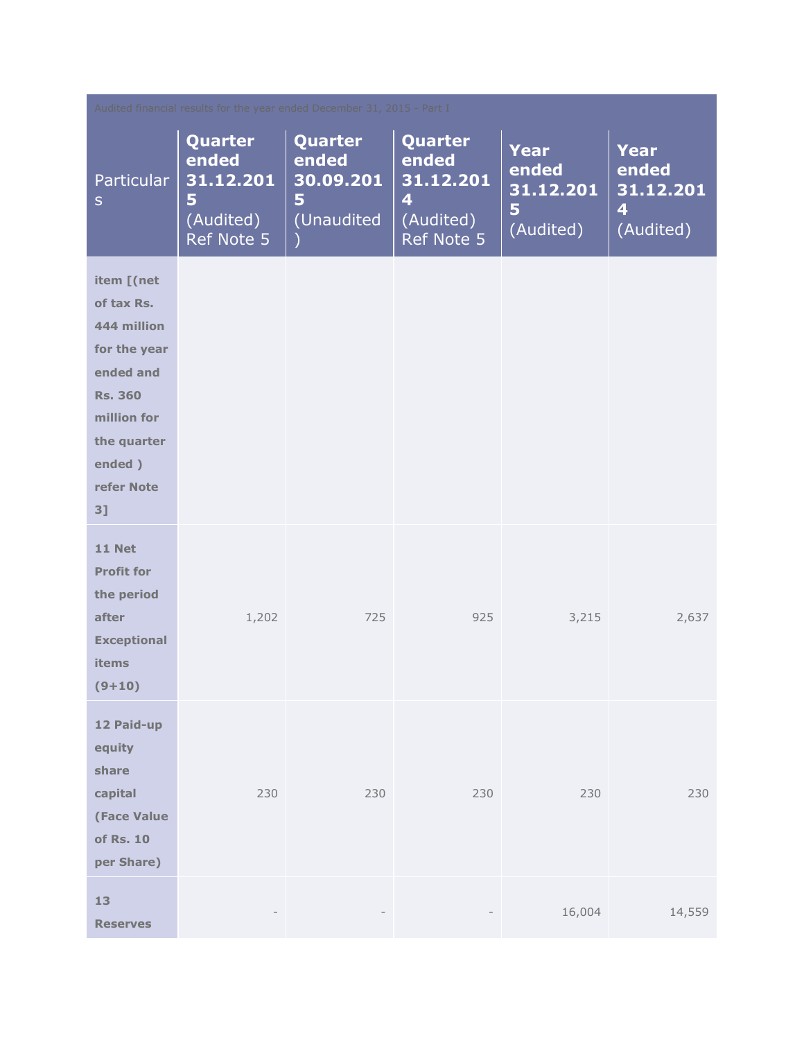| Audited financial results for the year ended December 31, 2015 - Part I | | | | | |
|---|---|---|---|---|---|
| Particulars | Quarter ended 31.12.2015 (Audited) Ref Note 5 | Quarter ended 30.09.2015 (Unaudited) | Quarter ended 31.12.2014 (Audited) Ref Note 5 | Year ended 31.12.2015 (Audited) | Year ended 31.12.2014 (Audited) |
| item [(net of tax Rs. 444 million for the year ended and Rs. 360 million for the quarter ended ) refer Note 3] | | | | | |
| 11 Net Profit for the period after Exceptional items (9+10) | 1,202 | 725 | 925 | 3,215 | 2,637 |
| 12 Paid-up equity share capital (Face Value of Rs. 10 per Share) | 230 | 230 | 230 | 230 | 230 |
| 13 Reserves | - | - | - | 16,004 | 14,559 |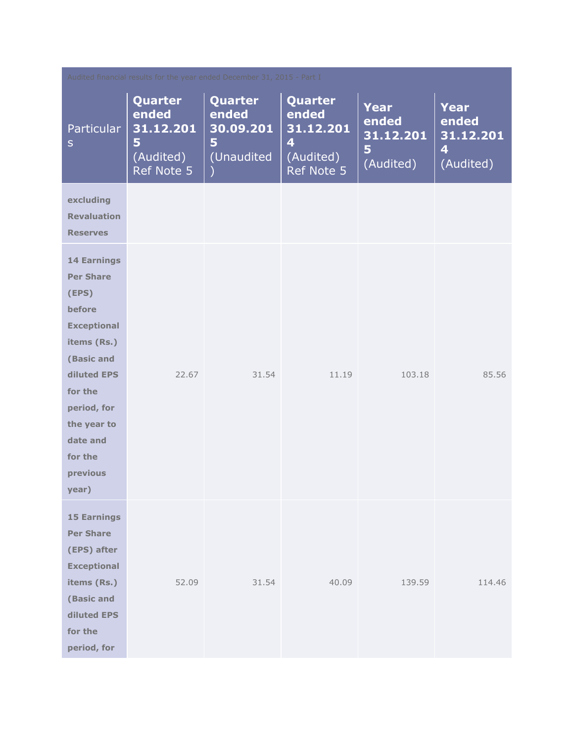| Audited financial results for the year ended December 31, 2015 - Part I | | | | | |
|---|---|---|---|---|---|
| Particulars | Quarter ended 31.12.2015 (Audited) Ref Note 5 | Quarter ended 30.09.2015 (Unaudited) | Quarter ended 31.12.2014 (Audited) Ref Note 5 | Year ended 31.12.2015 (Audited) | Year ended 31.12.2014 (Audited) |
| **excluding Revaluation Reserves** | | | | | |
| **14 Earnings Per Share (EPS) before Exceptional items (Rs.) (Basic and diluted EPS for the period, for the year to date and for the previous year)** | 22.67 | 31.54 | 11.19 | 103.18 | 85.56 |
| **15 Earnings Per Share (EPS) after Exceptional items (Rs.) (Basic and diluted EPS for the period, for** | 52.09 | 31.54 | 40.09 | 139.59 | 114.46 |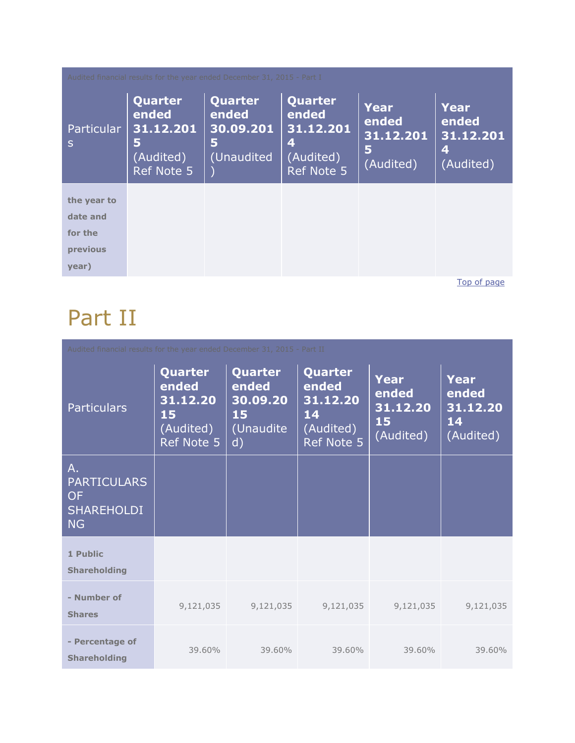| Audited financial results for the year ended December 31, 2015 - Part I | | | | | |
|---|---|---|---|---|---|
| Particulars | Quarter ended 31.12.2015 (Audited) Ref Note 5 | Quarter ended 30.09.2015 (Unaudited) | Quarter ended 31.12.2014 (Audited) Ref Note 5 | Year ended 31.12.2015 (Audited) | Year ended 31.12.2014 (Audited) |
| **the year to date and for the previous year)** | | | | | |

Top of page

# Part II

| Audited financial results for the year ended December 31, 2015 - Part II | | | | | |
|---|---|---|---|---|---|
| Particulars | Quarter ended 31.12.2015 (Audited) Ref Note 5 | Quarter ended 30.09.2015 (Unaudited) | Quarter ended 31.12.2014 (Audited) Ref Note 5 | Year ended 31.12.2015 (Audited) | Year ended 31.12.2014 (Audited) |
| A. PARTICULARS OF SHAREHOLDING | | | | | |
| **1 Public Shareholding** | | | | | |
| **- Number of Shares** | 9,121,035 | 9,121,035 | 9,121,035 | 9,121,035 | 9,121,035 |
| **- Percentage of Shareholding** | 39.60% | 39.60% | 39.60% | 39.60% | 39.60% |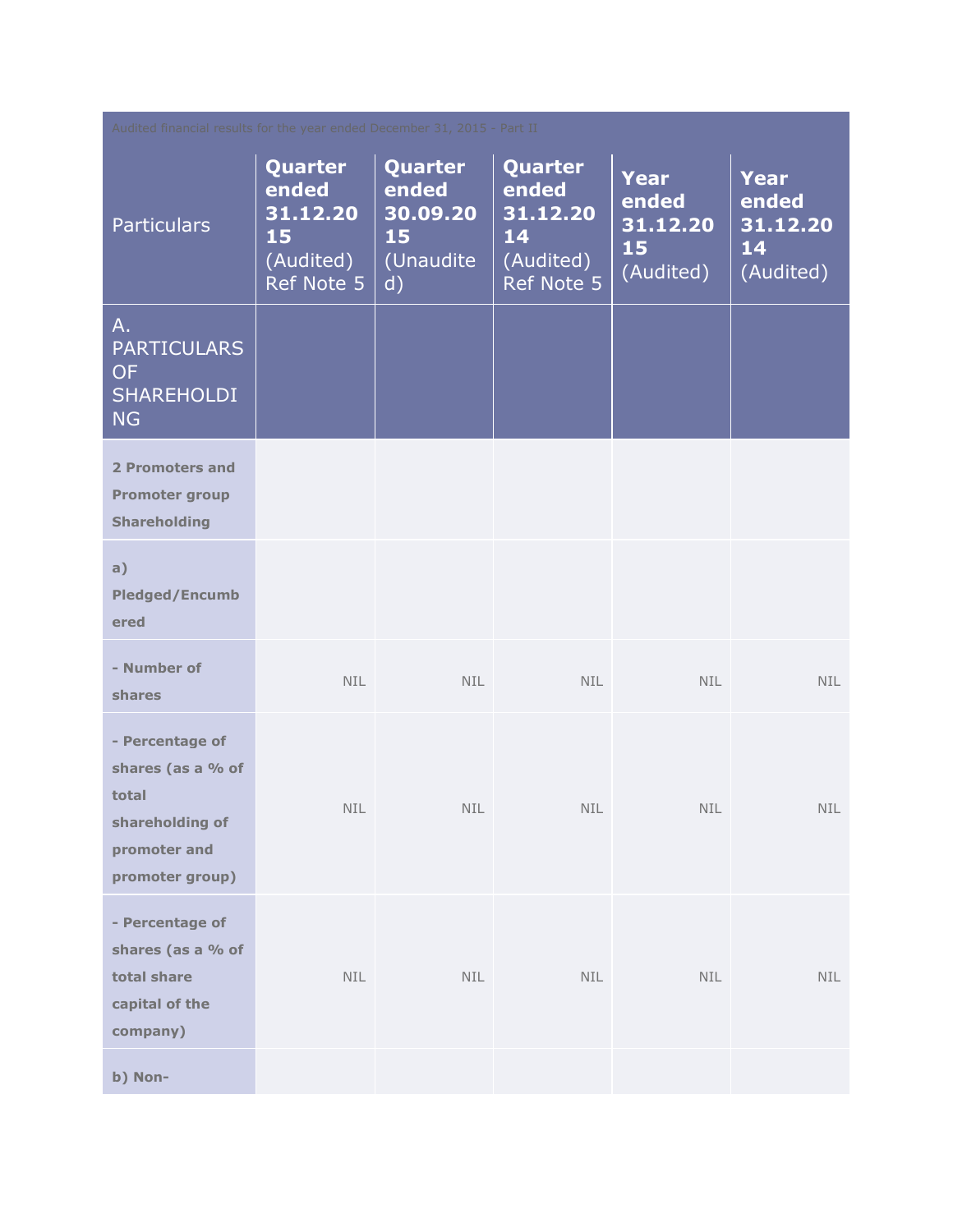| Audited financial results for the year ended December 31, 2015 - Part II | | | | | |
|---|---|---|---|---|---|
| Particulars | **Quarter ended 31.12.2015** (Audited) Ref Note 5 | **Quarter ended 30.09.2015** (Unaudited) | **Quarter ended 31.12.2014** (Audited) Ref Note 5 | **Year ended 31.12.2015** (Audited) | **Year ended 31.12.2014** (Audited) |
| A. PARTICULARS OF SHAREHOLDING | | | | | |
| **2 Promoters and Promoter group Shareholding** | | | | | |
| **a) Pledged/Encumbered** | | | | | |
| **- Number of shares** | NIL | NIL | NIL | NIL | NIL |
| **- Percentage of shares (as a % of total shareholding of promoter and promoter group)** | NIL | NIL | NIL | NIL | NIL |
| **- Percentage of shares (as a % of total share capital of the company)** | NIL | NIL | NIL | NIL | NIL |
| **b) Non-** | | | | | |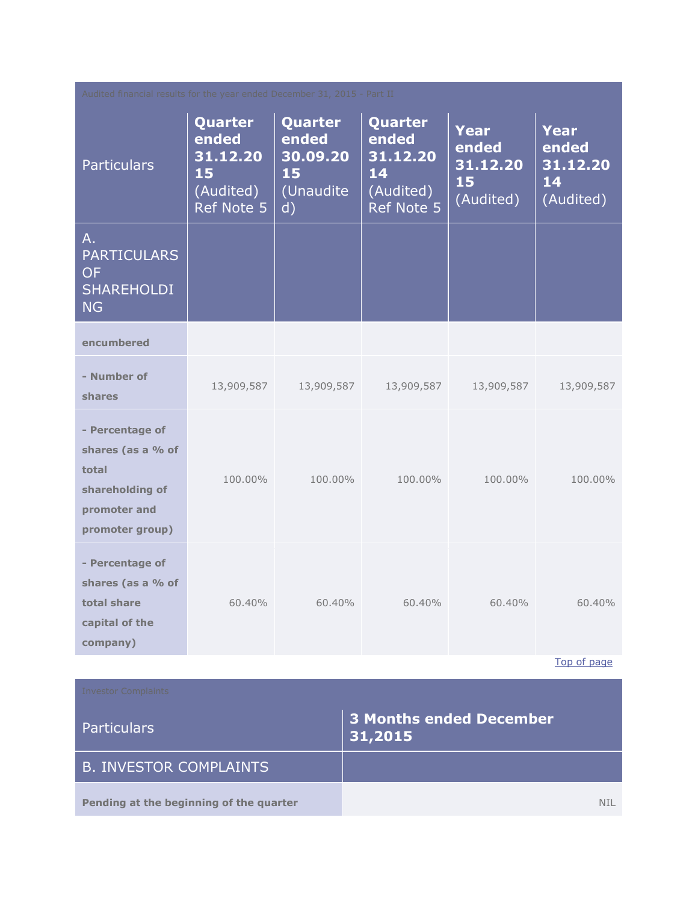| Audited financial results for the year ended December 31, 2015 - Part II | | | | | |
|---|---|---|---|---|---|
| Particulars | **Quarter ended 31.12.2015** (Audited) Ref Note 5 | **Quarter ended 30.09.2015** (Unaudited) | **Quarter ended 31.12.2014** (Audited) Ref Note 5 | **Year ended 31.12.2015** (Audited) | **Year ended 31.12.2014** (Audited) |
| A. PARTICULARS OF SHAREHOLDING | | | | | |
| **encumbered** | | | | | |
| **- Number of shares** | 13,909,587 | 13,909,587 | 13,909,587 | 13,909,587 | 13,909,587 |
| **- Percentage of shares (as a % of total shareholding of promoter and promoter group)** | 100.00% | 100.00% | 100.00% | 100.00% | 100.00% |
| **- Percentage of shares (as a % of total share capital of the company)** | 60.40% | 60.40% | 60.40% | 60.40% | 60.40% |

Top of page

| Investor Complaints | |
|---|---|
| Particulars | **3 Months ended December 31,2015** |
| B. INVESTOR COMPLAINTS | |
| **Pending at the beginning of the quarter** | NIL |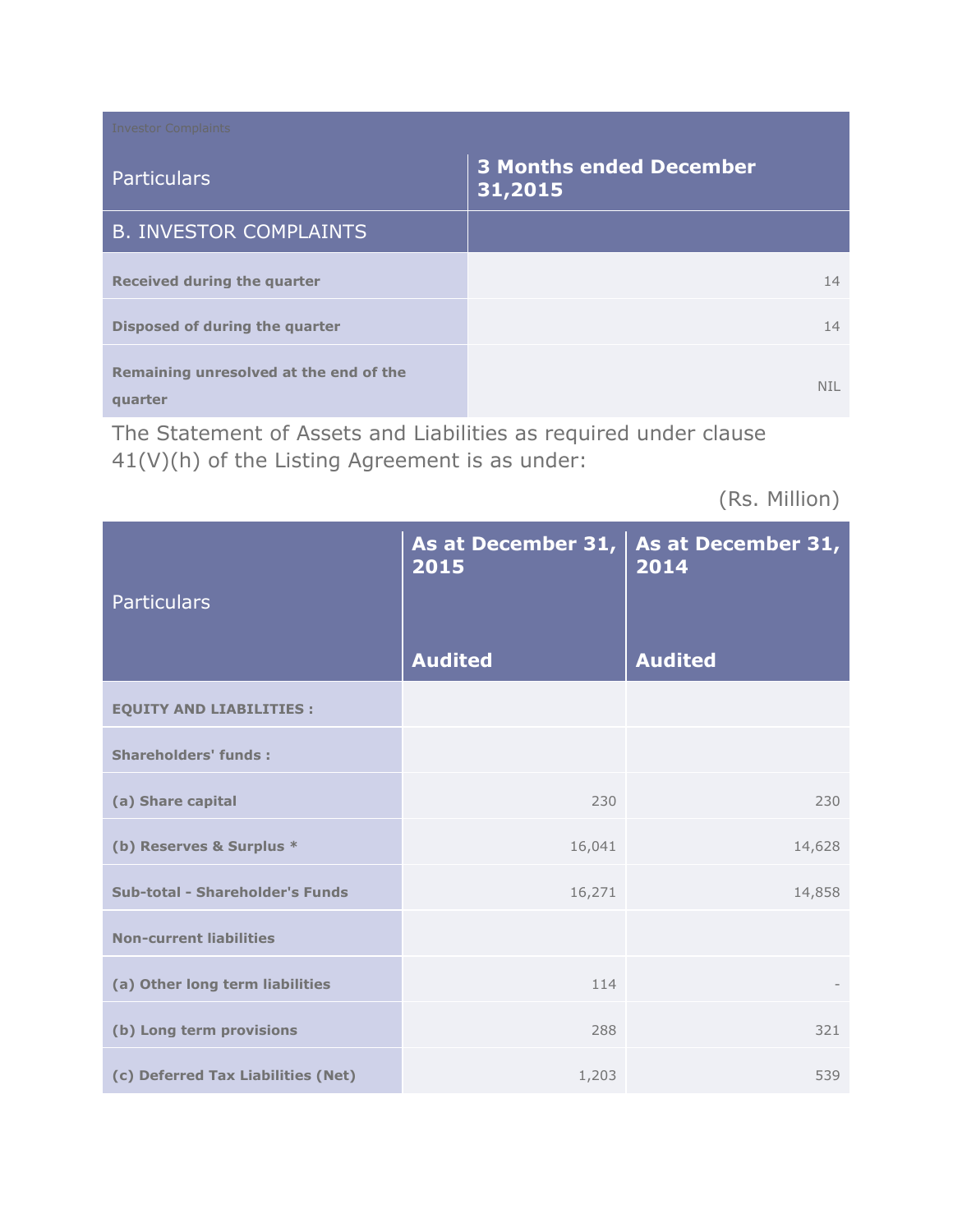| Investor Complaints | |
|---|---|
| Particulars | 3 Months ended December 31,2015 |
| B. INVESTOR COMPLAINTS | |
| **Received during the quarter** | 14 |
| **Disposed of during the quarter** | 14 |
| **Remaining unresolved at the end of the quarter** | NIL |

The Statement of Assets and Liabilities as required under clause 41(V)(h) of the Listing Agreement is as under:

(Rs. Million)

| Particulars | As at December 31, 2015<br>Audited | As at December 31, 2014<br>Audited |
|---|---|---|
| **EQUITY AND LIABILITIES :** | | |
| **Shareholders' funds :** | | |
| **(a) Share capital** | 230 | 230 |
| **(b) Reserves & Surplus *** | 16,041 | 14,628 |
| **Sub-total - Shareholder's Funds** | 16,271 | 14,858 |
| **Non-current liabilities** | | |
| **(a) Other long term liabilities** | 114 | - |
| **(b) Long term provisions** | 288 | 321 |
| **(c) Deferred Tax Liabilities (Net)** | 1,203 | 539 |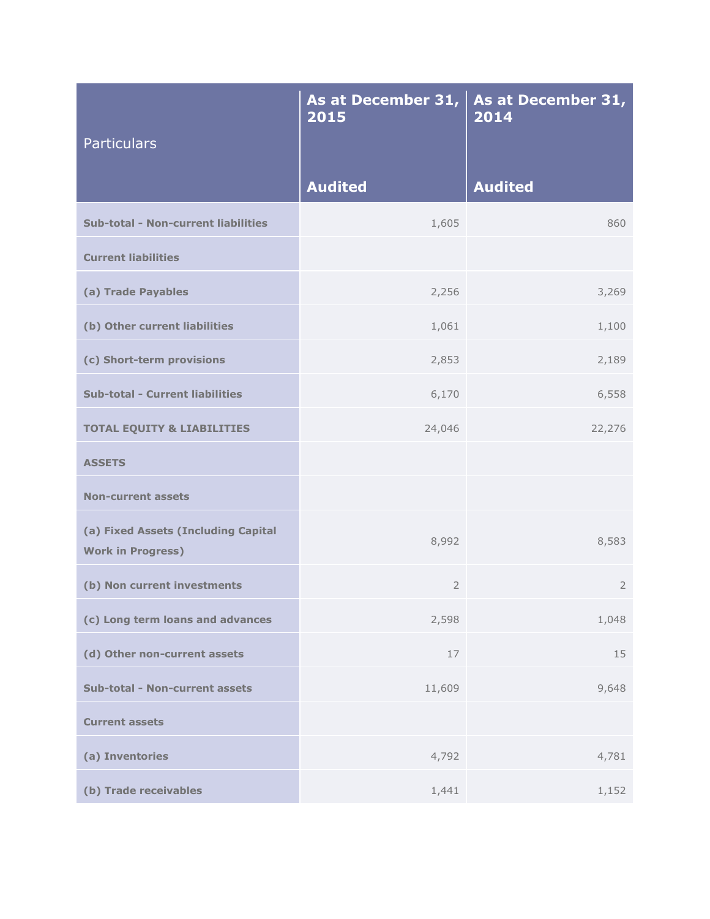| Particulars | As at December 31, 2015<br>Audited | As at December 31, 2014<br>Audited |
|---|---|---|
| **Sub-total - Non-current liabilities** | 1,605 | 860 |
| **Current liabilities** | | |
| **(a) Trade Payables** | 2,256 | 3,269 |
| **(b) Other current liabilities** | 1,061 | 1,100 |
| **(c) Short-term provisions** | 2,853 | 2,189 |
| **Sub-total - Current liabilities** | 6,170 | 6,558 |
| **TOTAL EQUITY & LIABILITIES** | 24,046 | 22,276 |
| **ASSETS** | | |
| **Non-current assets** | | |
| **(a) Fixed Assets (Including Capital Work in Progress)** | 8,992 | 8,583 |
| **(b) Non current investments** | 2 | 2 |
| **(c) Long term loans and advances** | 2,598 | 1,048 |
| **(d) Other non-current assets** | 17 | 15 |
| **Sub-total - Non-current assets** | 11,609 | 9,648 |
| **Current assets** | | |
| **(a) Inventories** | 4,792 | 4,781 |
| **(b) Trade receivables** | 1,441 | 1,152 |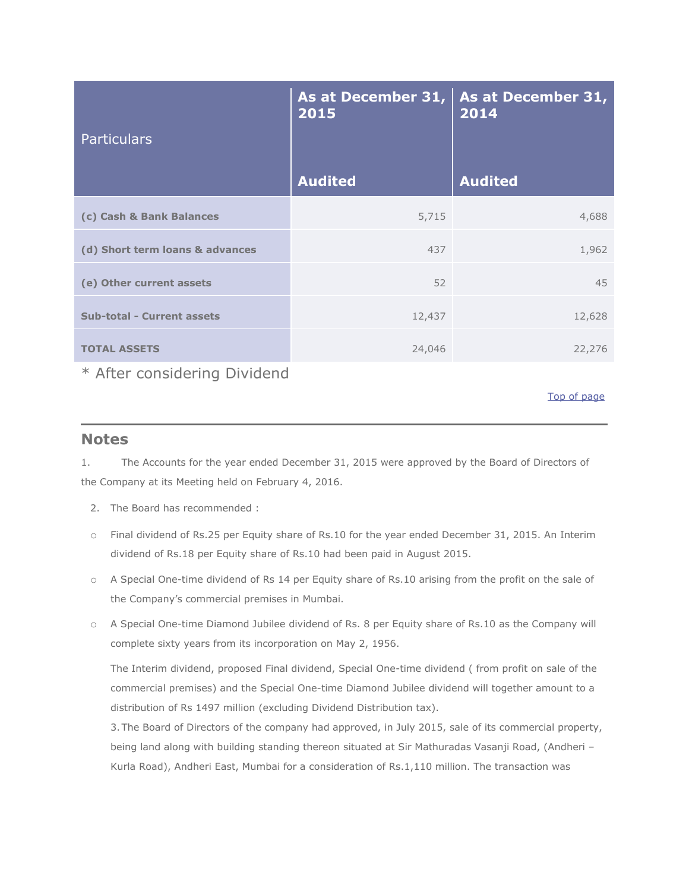| Particulars | As at December 31, 2015<br><br>Audited | As at December 31, 2014<br><br>Audited |
|---|---|---|
| **(c) Cash & Bank Balances** | 5,715 | 4,688 |
| **(d) Short term loans & advances** | 437 | 1,962 |
| **(e) Other current assets** | 52 | 45 |
| **Sub-total - Current assets** | 12,437 | 12,628 |
| **TOTAL ASSETS** | 24,046 | 22,276 |

* After considering Dividend

Top of page

## Notes

1. The Accounts for the year ended December 31, 2015 were approved by the Board of Directors of the Company at its Meeting held on February 4, 2016.

2. The Board has recommended :

   - Final dividend of Rs.25 per Equity share of Rs.10 for the year ended December 31, 2015. An Interim dividend of Rs.18 per Equity share of Rs.10 had been paid in August 2015.
   - A Special One-time dividend of Rs 14 per Equity share of Rs.10 arising from the profit on the sale of the Company's commercial premises in Mumbai.
   - A Special One-time Diamond Jubilee dividend of Rs. 8 per Equity share of Rs.10 as the Company will complete sixty years from its incorporation on May 2, 1956.

   The Interim dividend, proposed Final dividend, Special One-time dividend ( from profit on sale of the commercial premises) and the Special One-time Diamond Jubilee dividend will together amount to a distribution of Rs 1497 million (excluding Dividend Distribution tax).

3. The Board of Directors of the company had approved, in July 2015, sale of its commercial property, being land along with building standing thereon situated at Sir Mathuradas Vasanji Road, (Andheri – Kurla Road), Andheri East, Mumbai for a consideration of Rs.1,110 million. The transaction was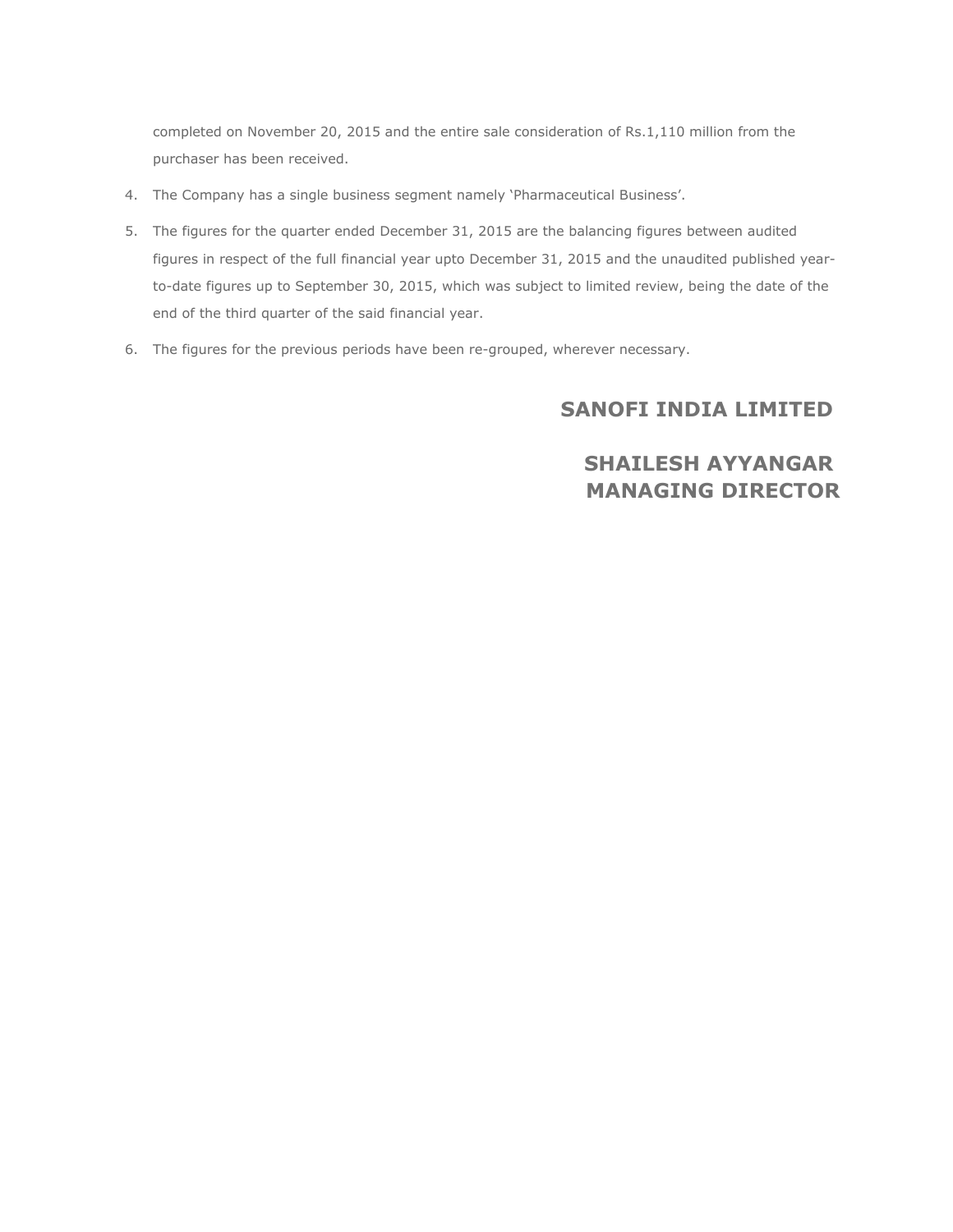completed on November 20, 2015 and the entire sale consideration of Rs.1,110 million from the purchaser has been received.

4. The Company has a single business segment namely 'Pharmaceutical Business'.

5. The figures for the quarter ended December 31, 2015 are the balancing figures between audited figures in respect of the full financial year upto December 31, 2015 and the unaudited published year-to-date figures up to September 30, 2015, which was subject to limited review, being the date of the end of the third quarter of the said financial year.

6. The figures for the previous periods have been re-grouped, wherever necessary.

**SANOFI INDIA LIMITED**

**SHAILESH AYYANGAR**
**MANAGING DIRECTOR**